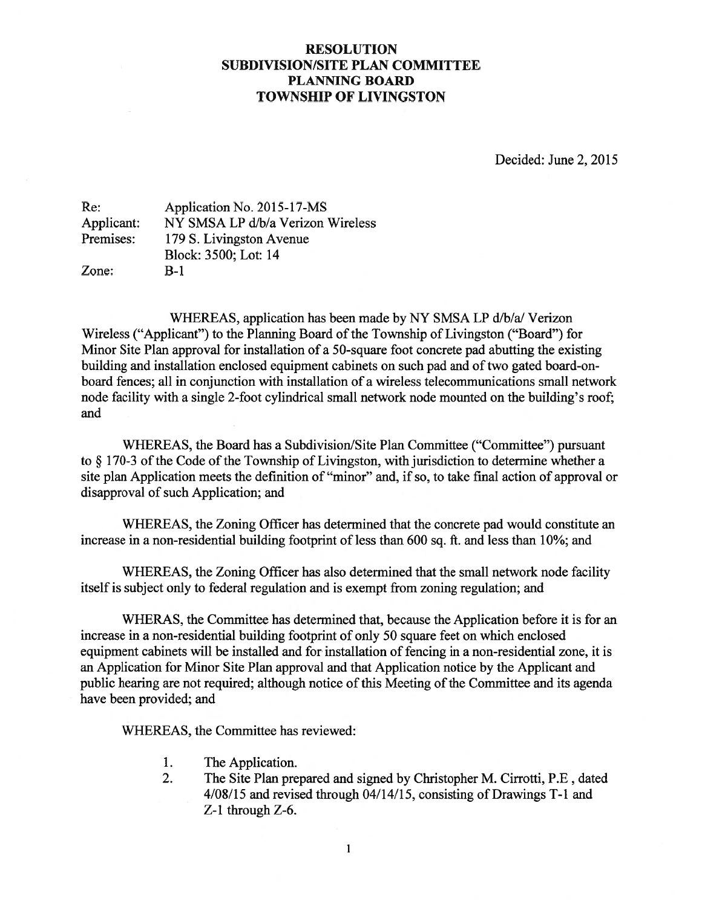# RESOLUTION
# SUBDIVISION/SITE PLAN COMMITTEE
# PLANNING BOARD
# TOWNSHIP OF LIVINGSTON

Decided: June 2, 2015

Re: Application No. 2015-17-MS
Applicant: NY SMSA LP d/b/a Verizon Wireless
Premises: 179 S. Livingston Avenue
Block: 3500; Lot: 14
Zone: B-1

WHEREAS, application has been made by NY SMSA LP d/b/a/ Verizon Wireless ("Applicant") to the Planning Board of the Township of Livingston ("Board") for Minor Site Plan approval for installation of a 50-square foot concrete pad abutting the existing building and installation enclosed equipment cabinets on such pad and of two gated board-on-board fences; all in conjunction with installation of a wireless telecommunications small network node facility with a single 2-foot cylindrical small network node mounted on the building's roof; and

WHEREAS, the Board has a Subdivision/Site Plan Committee ("Committee") pursuant to § 170-3 of the Code of the Township of Livingston, with jurisdiction to determine whether a site plan Application meets the definition of "minor" and, if so, to take final action of approval or disapproval of such Application; and

WHEREAS, the Zoning Officer has determined that the concrete pad would constitute an increase in a non-residential building footprint of less than 600 sq. ft. and less than 10%; and

WHEREAS, the Zoning Officer has also determined that the small network node facility itself is subject only to federal regulation and is exempt from zoning regulation; and

WHERAS, the Committee has determined that, because the Application before it is for an increase in a non-residential building footprint of only 50 square feet on which enclosed equipment cabinets will be installed and for installation of fencing in a non-residential zone, it is an Application for Minor Site Plan approval and that Application notice by the Applicant and public hearing are not required; although notice of this Meeting of the Committee and its agenda have been provided; and

WHEREAS, the Committee has reviewed:

1. The Application.
2. The Site Plan prepared and signed by Christopher M. Cirrotti, P.E , dated 4/08/15 and revised through 04/14/15, consisting of Drawings T-1 and Z-1 through Z-6.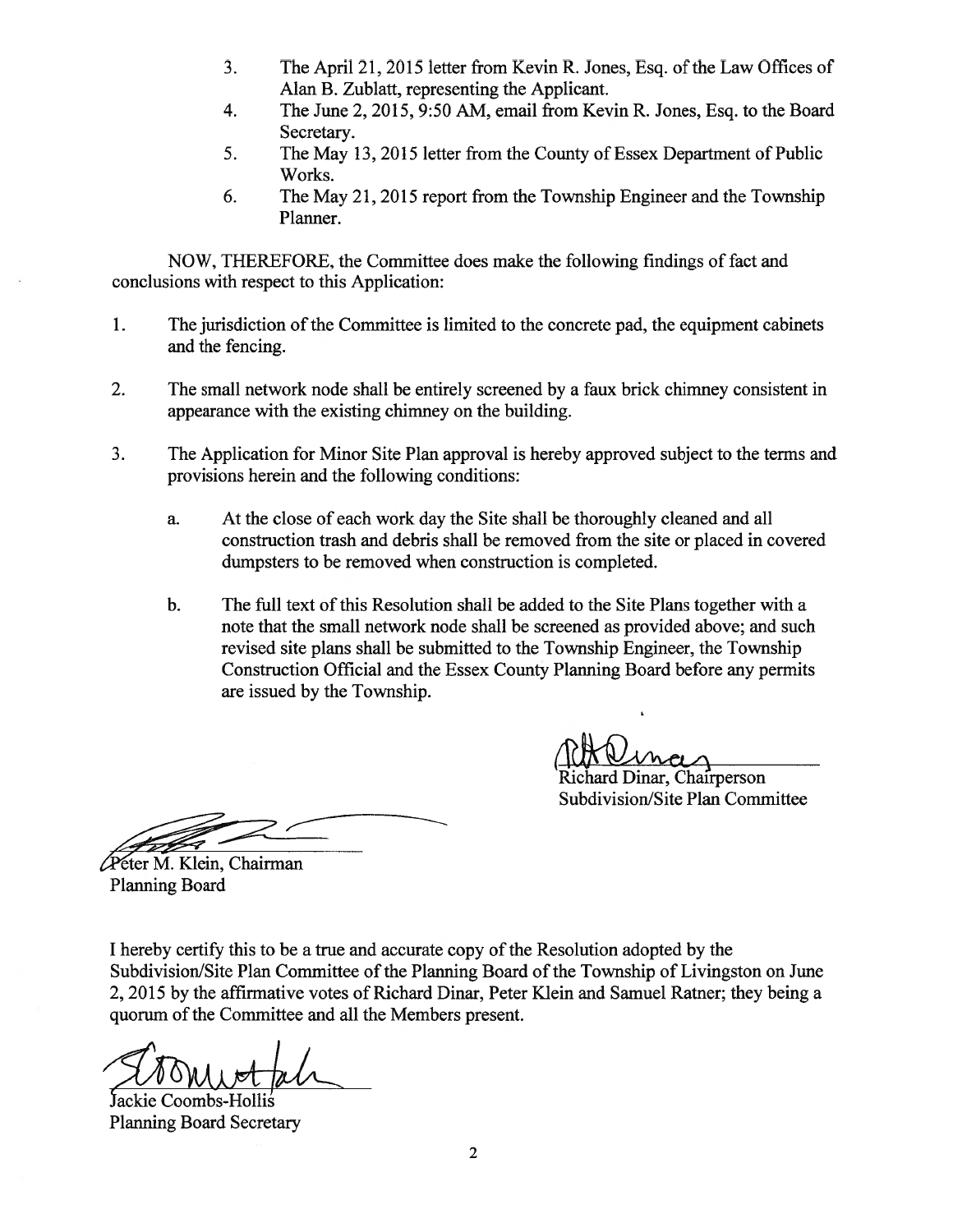3. The April 21, 2015 letter from Kevin R. Jones, Esq. of the Law Offices of Alan B. Zublatt, representing the Applicant.
4. The June 2, 2015, 9:50 AM, email from Kevin R. Jones, Esq. to the Board Secretary.
5. The May 13, 2015 letter from the County of Essex Department of Public Works.
6. The May 21, 2015 report from the Township Engineer and the Township Planner.

NOW, THEREFORE, the Committee does make the following findings of fact and conclusions with respect to this Application:

1. The jurisdiction of the Committee is limited to the concrete pad, the equipment cabinets and the fencing.

2. The small network node shall be entirely screened by a faux brick chimney consistent in appearance with the existing chimney on the building.

3. The Application for Minor Site Plan approval is hereby approved subject to the terms and provisions herein and the following conditions:

   a. At the close of each work day the Site shall be thoroughly cleaned and all construction trash and debris shall be removed from the site or placed in covered dumpsters to be removed when construction is completed.

   b. The full text of this Resolution shall be added to the Site Plans together with a note that the small network node shall be screened as provided above; and such revised site plans shall be submitted to the Township Engineer, the Township Construction Official and the Essex County Planning Board before any permits are issued by the Township.

Richard Dinar, Chairperson
Subdivision/Site Plan Committee

Peter M. Klein, Chairman
Planning Board

I hereby certify this to be a true and accurate copy of the Resolution adopted by the Subdivision/Site Plan Committee of the Planning Board of the Township of Livingston on June 2, 2015 by the affirmative votes of Richard Dinar, Peter Klein and Samuel Ratner; they being a quorum of the Committee and all the Members present.

Jackie Coombs-Hollis
Planning Board Secretary